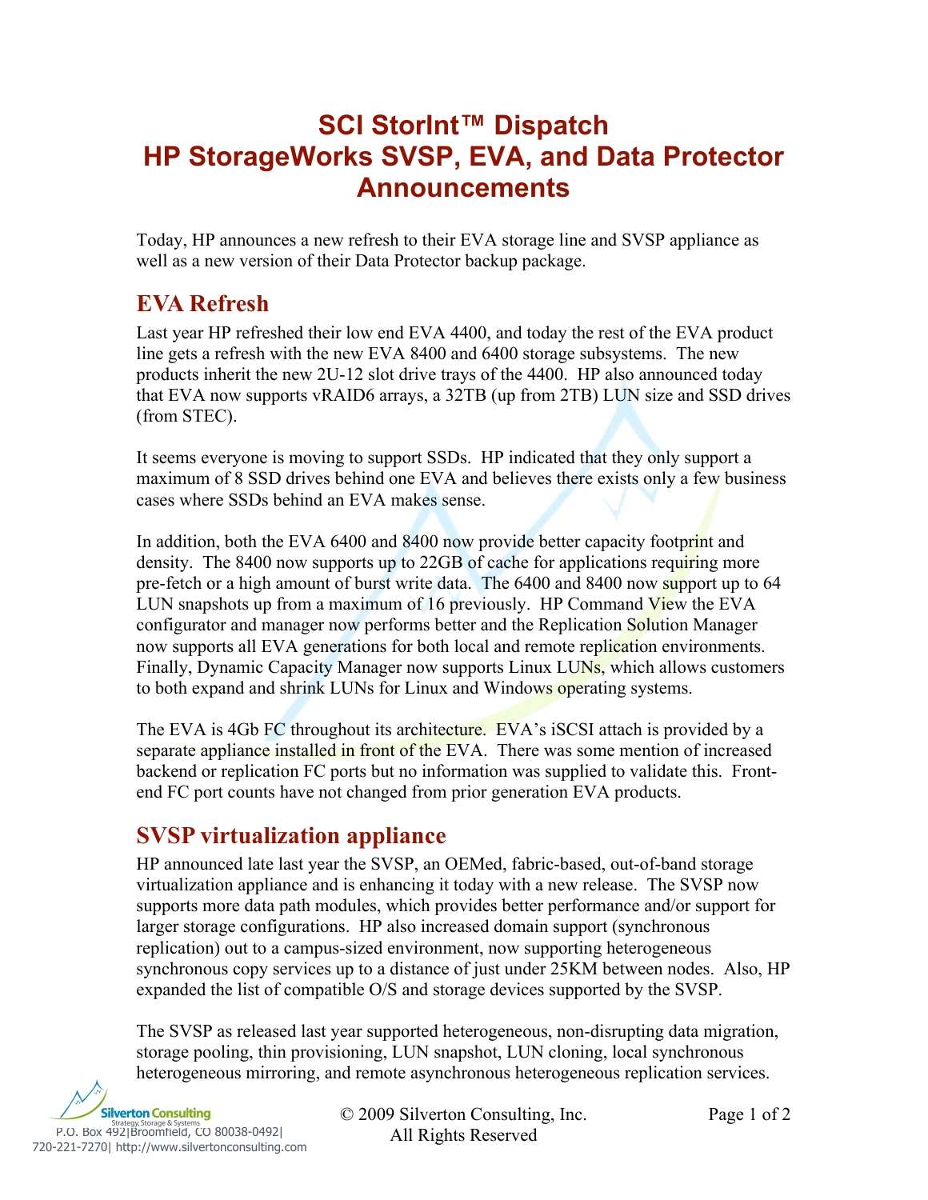# SCI StorInt™ Dispatch
# HP StorageWorks SVSP, EVA, and Data Protector Announcements

Today, HP announces a new refresh to their EVA storage line and SVSP appliance as well as a new version of their Data Protector backup package.

## EVA Refresh

Last year HP refreshed their low end EVA 4400, and today the rest of the EVA product line gets a refresh with the new EVA 8400 and 6400 storage subsystems. The new products inherit the new 2U-12 slot drive trays of the 4400. HP also announced today that EVA now supports vRAID6 arrays, a 32TB (up from 2TB) LUN size and SSD drives (from STEC).

It seems everyone is moving to support SSDs. HP indicated that they only support a maximum of 8 SSD drives behind one EVA and believes there exists only a few business cases where SSDs behind an EVA makes sense.

In addition, both the EVA 6400 and 8400 now provide better capacity footprint and density. The 8400 now supports up to 22GB of cache for applications requiring more pre-fetch or a high amount of burst write data. The 6400 and 8400 now support up to 64 LUN snapshots up from a maximum of 16 previously. HP Command View the EVA configurator and manager now performs better and the Replication Solution Manager now supports all EVA generations for both local and remote replication environments. Finally, Dynamic Capacity Manager now supports Linux LUNs, which allows customers to both expand and shrink LUNs for Linux and Windows operating systems.

The EVA is 4Gb FC throughout its architecture. EVA's iSCSI attach is provided by a separate appliance installed in front of the EVA. There was some mention of increased backend or replication FC ports but no information was supplied to validate this. Front-end FC port counts have not changed from prior generation EVA products.

## SVSP virtualization appliance

HP announced late last year the SVSP, an OEMed, fabric-based, out-of-band storage virtualization appliance and is enhancing it today with a new release. The SVSP now supports more data path modules, which provides better performance and/or support for larger storage configurations. HP also increased domain support (synchronous replication) out to a campus-sized environment, now supporting heterogeneous synchronous copy services up to a distance of just under 25KM between nodes. Also, HP expanded the list of compatible O/S and storage devices supported by the SVSP.

The SVSP as released last year supported heterogeneous, non-disrupting data migration, storage pooling, thin provisioning, LUN snapshot, LUN cloning, local synchronous heterogeneous mirroring, and remote asynchronous heterogeneous replication services.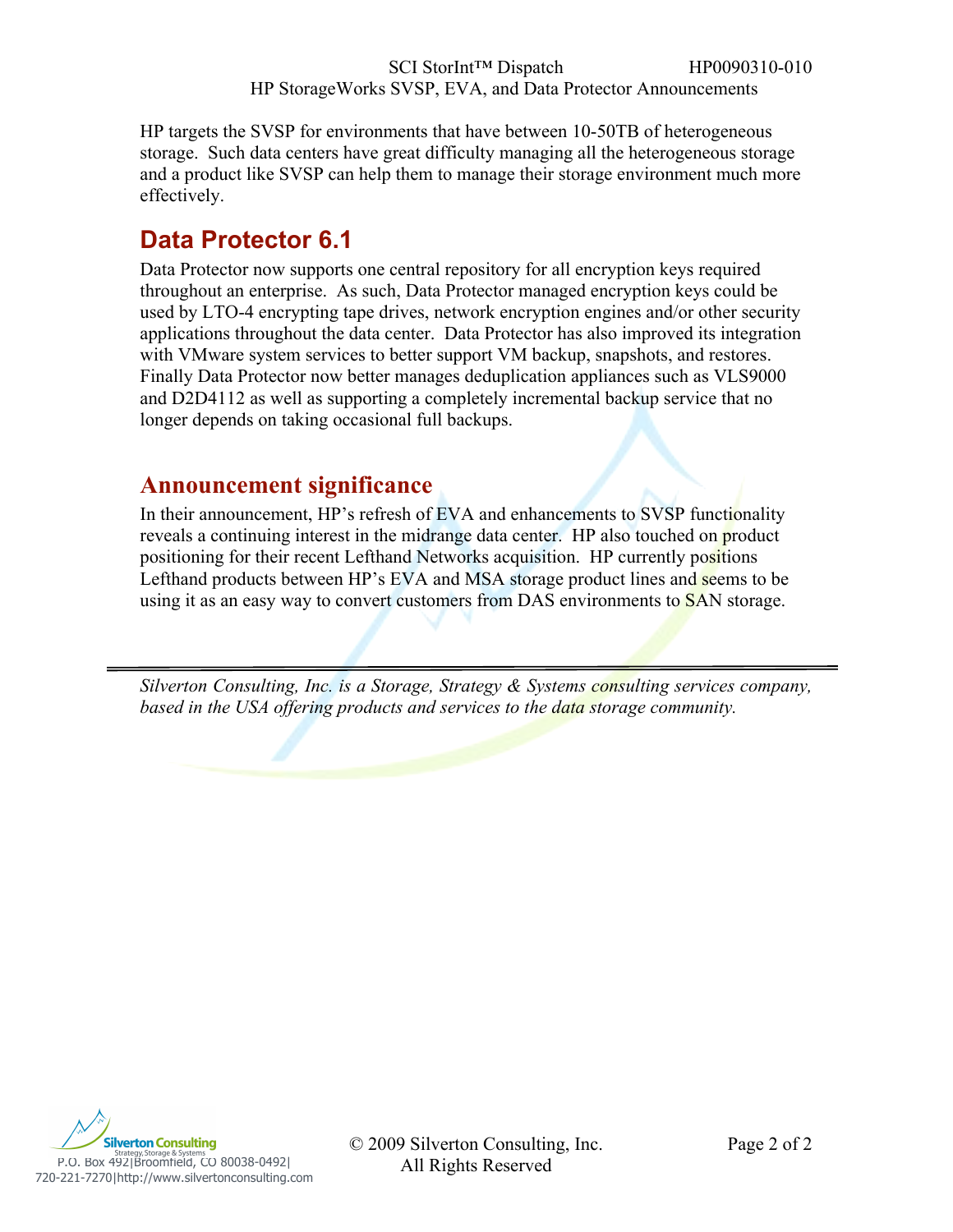HP targets the SVSP for environments that have between 10-50TB of heterogeneous storage. Such data centers have great difficulty managing all the heterogeneous storage and a product like SVSP can help them to manage their storage environment much more effectively.

## Data Protector 6.1

Data Protector now supports one central repository for all encryption keys required throughout an enterprise. As such, Data Protector managed encryption keys could be used by LTO-4 encrypting tape drives, network encryption engines and/or other security applications throughout the data center. Data Protector has also improved its integration with VMware system services to better support VM backup, snapshots, and restores. Finally Data Protector now better manages deduplication appliances such as VLS9000 and D2D4112 as well as supporting a completely incremental backup service that no longer depends on taking occasional full backups.

## Announcement significance

In their announcement, HP's refresh of EVA and enhancements to SVSP functionality reveals a continuing interest in the midrange data center. HP also touched on product positioning for their recent Lefthand Networks acquisition. HP currently positions Lefthand products between HP's EVA and MSA storage product lines and seems to be using it as an easy way to convert customers from DAS environments to SAN storage.

---

*Silverton Consulting, Inc. is a Storage, Strategy & Systems consulting services company, based in the USA offering products and services to the data storage community.*